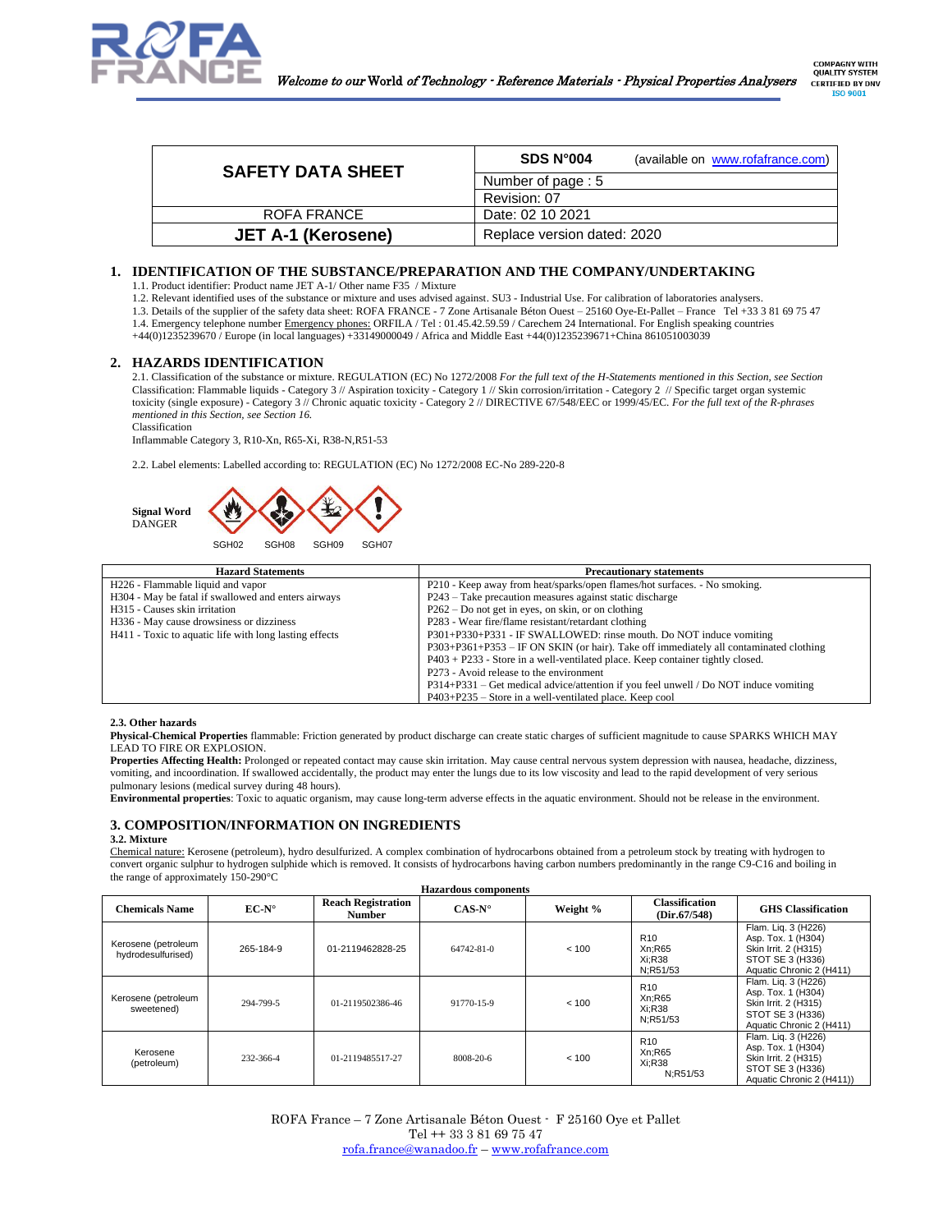| SAFETY DATA SHEET | SDS N°004 (available on www.rofafrance.com) |
|---|---|
| | Number of page : 5 |
| | Revision: 07 |
| ROFA FRANCE | Date: 02 10 2021 |
| **JET A-1 (Kerosene)** | Replace version dated: 2020 |

## 1. IDENTIFICATION OF THE SUBSTANCE/PREPARATION AND THE COMPANY/UNDERTAKING

1.1. Product identifier: Product name JET A-1/ Other name F35 / Mixture

1.2. Relevant identified uses of the substance or mixture and uses advised against. SU3 - Industrial Use. For calibration of laboratories analysers.

1.3. Details of the supplier of the safety data sheet: ROFA FRANCE - 7 Zone Artisanale Béton Ouest – 25160 Oye-Et-Pallet – France Tel +33 3 81 69 75 47

1.4. Emergency telephone number Emergency phones: ORFILA / Tel : 01.45.42.59.59 / Carechem 24 International. For English speaking countries +44(0)1235239670 / Europe (in local languages) +33149000049 / Africa and Middle East +44(0)1235239671+China 861051003039

## 2. HAZARDS IDENTIFICATION

2.1. Classification of the substance or mixture. REGULATION (EC) No 1272/2008 *For the full text of the H-Statements mentioned in this Section, see Section* Classification: Flammable liquids - Category 3 // Aspiration toxicity - Category 1 // Skin corrosion/irritation - Category 2 // Specific target organ systemic toxicity (single exposure) - Category 3 // Chronic aquatic toxicity - Category 2 // DIRECTIVE 67/548/EEC or 1999/45/EC. *For the full text of the R-phrases mentioned in this Section, see Section 16.*

Classification

Inflammable Category 3, R10-Xn, R65-Xi, R38-N,R51-53

2.2. Label elements: Labelled according to: REGULATION (EC) No 1272/2008 EC-No 289-220-8

**Signal Word**
DANGER

SGH02 SGH08 SGH09 SGH07

| Hazard Statements | Precautionary statements |
|---|---|
| H226 - Flammable liquid and vapor | P210 - Keep away from heat/sparks/open flames/hot surfaces. - No smoking. |
| H304 - May be fatal if swallowed and enters airways | P243 – Take precaution measures against static discharge |
| H315 - Causes skin irritation | P262 – Do not get in eyes, on skin, or on clothing |
| H336 - May cause drowsiness or dizziness | P283 - Wear fire/flame resistant/retardant clothing |
| H411 - Toxic to aquatic life with long lasting effects | P301+P330+P331 - IF SWALLOWED: rinse mouth. Do NOT induce vomiting |
| | P303+P361+P353 – IF ON SKIN (or hair). Take off immediately all contaminated clothing |
| | P403 + P233 - Store in a well-ventilated place. Keep container tightly closed. |
| | P273 - Avoid release to the environment |
| | P314+P331 – Get medical advice/attention if you feel unwell / Do NOT induce vomiting |
| | P403+P235 – Store in a well-ventilated place. Keep cool |

**2.3. Other hazards**

**Physical-Chemical Properties** flammable: Friction generated by product discharge can create static charges of sufficient magnitude to cause SPARKS WHICH MAY LEAD TO FIRE OR EXPLOSION.

**Properties Affecting Health:** Prolonged or repeated contact may cause skin irritation. May cause central nervous system depression with nausea, headache, dizziness, vomiting, and incoordination. If swallowed accidentally, the product may enter the lungs due to its low viscosity and lead to the rapid development of very serious pulmonary lesions (medical survey during 48 hours).

**Environmental properties**: Toxic to aquatic organism, may cause long-term adverse effects in the aquatic environment. Should not be release in the environment.

## 3. COMPOSITION/INFORMATION ON INGREDIENTS

**3.2. Mixture**

Chemical nature: Kerosene (petroleum), hydro desulfurized. A complex combination of hydrocarbons obtained from a petroleum stock by treating with hydrogen to convert organic sulphur to hydrogen sulphide which is removed. It consists of hydrocarbons having carbon numbers predominantly in the range C9-C16 and boiling in the range of approximately 150-290°C

**Hazardous components**

| Chemicals Name | EC-N° | Reach Registration Number | CAS-N° | Weight % | Classification (Dir.67/548) | GHS Classification |
|---|---|---|---|---|---|---|
| Kerosene (petroleum hydrodesulfurised) | 265-184-9 | 01-2119462828-25 | 64742-81-0 | < 100 | R10 Xn;R65 Xi;R38 N;R51/53 | Flam. Liq. 3 (H226) Asp. Tox. 1 (H304) Skin Irrit. 2 (H315) STOT SE 3 (H336) Aquatic Chronic 2 (H411) |
| Kerosene (petroleum sweetened) | 294-799-5 | 01-2119502386-46 | 91770-15-9 | < 100 | R10 Xn;R65 Xi;R38 N;R51/53 | Flam. Liq. 3 (H226) Asp. Tox. 1 (H304) Skin Irrit. 2 (H315) STOT SE 3 (H336) Aquatic Chronic 2 (H411) |
| Kerosene (petroleum) | 232-366-4 | 01-2119485517-27 | 8008-20-6 | < 100 | R10 Xn;R65 Xi;R38 N;R51/53 | Flam. Liq. 3 (H226) Asp. Tox. 1 (H304) Skin Irrit. 2 (H315) STOT SE 3 (H336) Aquatic Chronic 2 (H411)) |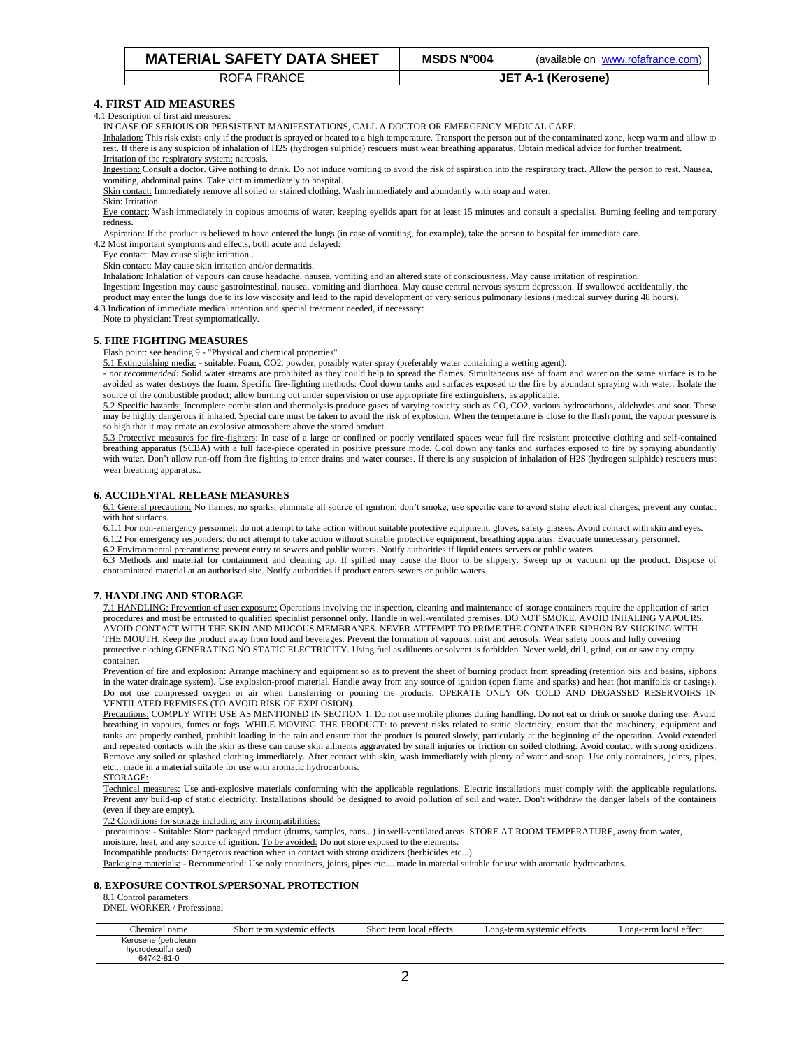## 4. FIRST AID MEASURES

4.1 Description of first aid measures:

IN CASE OF SERIOUS OR PERSISTENT MANIFESTATIONS, CALL A DOCTOR OR EMERGENCY MEDICAL CARE.

Inhalation: This risk exists only if the product is sprayed or heated to a high temperature. Transport the person out of the contaminated zone, keep warm and allow to rest. If there is any suspicion of inhalation of H2S (hydrogen sulphide) rescuers must wear breathing apparatus. Obtain medical advice for further treatment.

Irritation of the respiratory system; narcosis.

Ingestion: Consult a doctor. Give nothing to drink. Do not induce vomiting to avoid the risk of aspiration into the respiratory tract. Allow the person to rest. Nausea, vomiting, abdominal pains. Take victim immediately to hospital.

Skin contact: Immediately remove all soiled or stained clothing. Wash immediately and abundantly with soap and water.

Skin: Irritation.

Eye contact: Wash immediately in copious amounts of water, keeping eyelids apart for at least 15 minutes and consult a specialist. Burning feeling and temporary redness.

Aspiration: If the product is believed to have entered the lungs (in case of vomiting, for example), take the person to hospital for immediate care.

4.2 Most important symptoms and effects, both acute and delayed:

Eye contact: May cause slight irritation..

Skin contact: May cause skin irritation and/or dermatitis.

Inhalation: Inhalation of vapours can cause headache, nausea, vomiting and an altered state of consciousness. May cause irritation of respiration.

Ingestion: Ingestion may cause gastrointestinal, nausea, vomiting and diarrhoea. May cause central nervous system depression. If swallowed accidentally, the product may enter the lungs due to its low viscosity and lead to the rapid development of very serious pulmonary lesions (medical survey during 48 hours).

4.3 Indication of immediate medical attention and special treatment needed, if necessary:

Note to physician: Treat symptomatically.

## 5. FIRE FIGHTING MEASURES

Flash point: see heading 9 - "Physical and chemical properties"

5.1 Extinguishing media: - suitable: Foam, CO2, powder, possibly water spray (preferably water containing a wetting agent).

*- not recommended:* Solid water streams are prohibited as they could help to spread the flames. Simultaneous use of foam and water on the same surface is to be avoided as water destroys the foam. Specific fire-fighting methods: Cool down tanks and surfaces exposed to the fire by abundant spraying with water. Isolate the source of the combustible product; allow burning out under supervision or use appropriate fire extinguishers, as applicable.

5.2 Specific hazards: Incomplete combustion and thermolysis produce gases of varying toxicity such as CO, CO2, various hydrocarbons, aldehydes and soot. These may be highly dangerous if inhaled. Special care must be taken to avoid the risk of explosion. When the temperature is close to the flash point, the vapour pressure is so high that it may create an explosive atmosphere above the stored product.

5.3 Protective measures for fire-fighters: In case of a large or confined or poorly ventilated spaces wear full fire resistant protective clothing and self-contained breathing apparatus (SCBA) with a full face-piece operated in positive pressure mode. Cool down any tanks and surfaces exposed to fire by spraying abundantly with water. Don't allow run-off from fire fighting to enter drains and water courses. If there is any suspicion of inhalation of H2S (hydrogen sulphide) rescuers must wear breathing apparatus..

## 6. ACCIDENTAL RELEASE MEASURES

6.1 General precaution: No flames, no sparks, eliminate all source of ignition, don't smoke, use specific care to avoid static electrical charges, prevent any contact with hot surfaces.

6.1.1 For non-emergency personnel: do not attempt to take action without suitable protective equipment, gloves, safety glasses. Avoid contact with skin and eyes.

6.1.2 For emergency responders: do not attempt to take action without suitable protective equipment, breathing apparatus. Evacuate unnecessary personnel.

6.2 Environmental precautions: prevent entry to sewers and public waters. Notify authorities if liquid enters servers or public waters.

6.3 Methods and material for containment and cleaning up. If spilled may cause the floor to be slippery. Sweep up or vacuum up the product. Dispose of contaminated material at an authorised site. Notify authorities if product enters sewers or public waters.

## 7. HANDLING AND STORAGE

7.1 HANDLING: Prevention of user exposure: Operations involving the inspection, cleaning and maintenance of storage containers require the application of strict procedures and must be entrusted to qualified specialist personnel only. Handle in well-ventilated premises. DO NOT SMOKE. AVOID INHALING VAPOURS. AVOID CONTACT WITH THE SKIN AND MUCOUS MEMBRANES. NEVER ATTEMPT TO PRIME THE CONTAINER SIPHON BY SUCKING WITH THE MOUTH. Keep the product away from food and beverages. Prevent the formation of vapours, mist and aerosols. Wear safety boots and fully covering protective clothing GENERATING NO STATIC ELECTRICITY. Using fuel as diluents or solvent is forbidden. Never weld, drill, grind, cut or saw any empty container.

Prevention of fire and explosion: Arrange machinery and equipment so as to prevent the sheet of burning product from spreading (retention pits and basins, siphons in the water drainage system). Use explosion-proof material. Handle away from any source of ignition (open flame and sparks) and heat (hot manifolds or casings). Do not use compressed oxygen or air when transferring or pouring the products. OPERATE ONLY ON COLD AND DEGASSED RESERVOIRS IN VENTILATED PREMISES (TO AVOID RISK OF EXPLOSION).

Precautions: COMPLY WITH USE AS MENTIONED IN SECTION 1. Do not use mobile phones during handling. Do not eat or drink or smoke during use. Avoid breathing in vapours, fumes or fogs. WHILE MOVING THE PRODUCT: to prevent risks related to static electricity, ensure that the machinery, equipment and tanks are properly earthed, prohibit loading in the rain and ensure that the product is poured slowly, particularly at the beginning of the operation. Avoid extended and repeated contacts with the skin as these can cause skin ailments aggravated by small injuries or friction on soiled clothing. Avoid contact with strong oxidizers. Remove any soiled or splashed clothing immediately. After contact with skin, wash immediately with plenty of water and soap. Use only containers, joints, pipes, etc... made in a material suitable for use with aromatic hydrocarbons.

STORAGE:

Technical measures: Use anti-explosive materials conforming with the applicable regulations. Electric installations must comply with the applicable regulations. Prevent any build-up of static electricity. Installations should be designed to avoid pollution of soil and water. Don't withdraw the danger labels of the containers (even if they are empty).

7.2 Conditions for storage including any incompatibilities:

precautions: - Suitable: Store packaged product (drums, samples, cans...) in well-ventilated areas. STORE AT ROOM TEMPERATURE, away from water, moisture, heat, and any source of ignition. To be avoided: Do not store exposed to the elements.

Incompatible products: Dangerous reaction when in contact with strong oxidizers (herbicides etc...).

Packaging materials: - Recommended: Use only containers, joints, pipes etc.... made in material suitable for use with aromatic hydrocarbons.

## 8. EXPOSURE CONTROLS/PERSONAL PROTECTION

8.1 Control parameters

DNEL WORKER / Professional

| Chemical name | Short term systemic effects | Short term local effects | Long-term systemic effects | Long-term local effect |
|---|---|---|---|---|
| Kerosene (petroleum hydrodesulfurised) 64742-81-0 | | | | |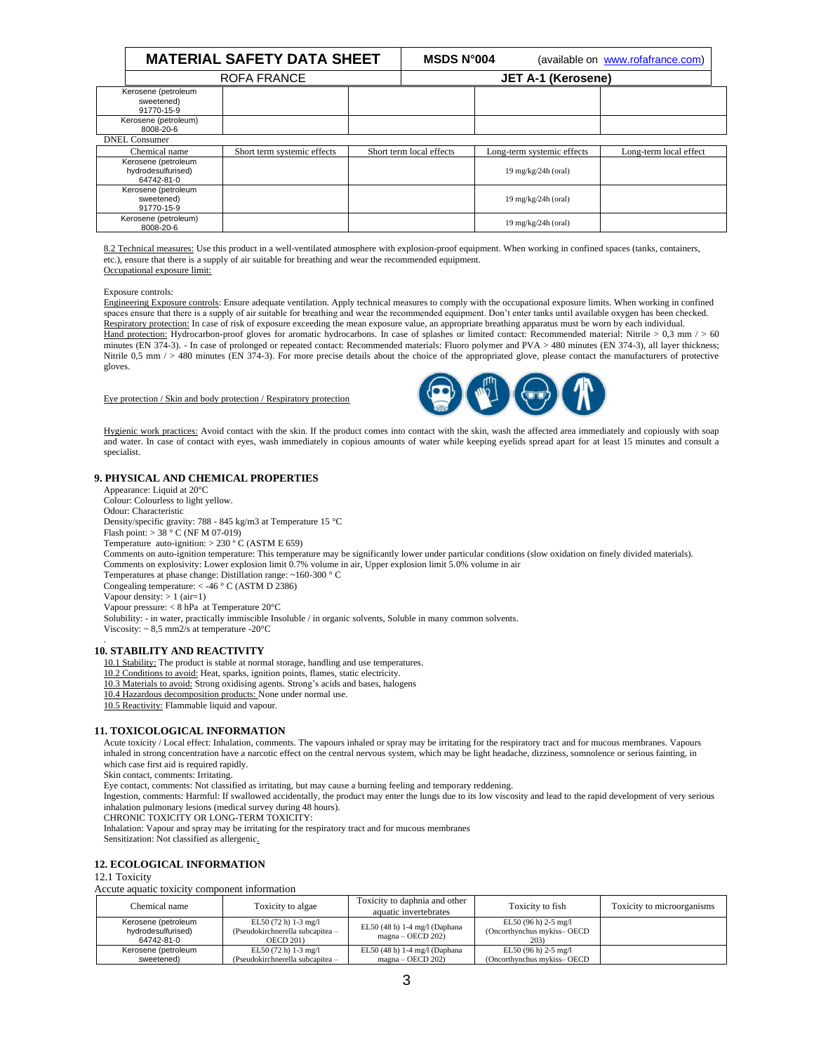| Kerosene (petroleum sweetened) 91770-15-9 | | | | |
|---|---|---|---|---|
| Kerosene (petroleum) 8008-20-6 | | | | |

DNEL Consumer

| Chemical name | Short term systemic effects | Short term local effects | Long-term systemic effects | Long-term local effect |
|---|---|---|---|---|
| Kerosene (petroleum hydrodesulfurised) 64742-81-0 | | | 19 mg/kg/24h (oral) | |
| Kerosene (petroleum sweetened) 91770-15-9 | | | 19 mg/kg/24h (oral) | |
| Kerosene (petroleum) 8008-20-6 | | | 19 mg/kg/24h (oral) | |

8.2 Technical measures: Use this product in a well-ventilated atmosphere with explosion-proof equipment. When working in confined spaces (tanks, containers, etc.), ensure that there is a supply of air suitable for breathing and wear the recommended equipment.
Occupational exposure limit:

Exposure controls:
Engineering Exposure controls: Ensure adequate ventilation. Apply technical measures to comply with the occupational exposure limits. When working in confined spaces ensure that there is a supply of air suitable for breathing and wear the recommended equipment. Don't enter tanks until available oxygen has been checked.
Respiratory protection: In case of risk of exposure exceeding the mean exposure value, an appropriate breathing apparatus must be worn by each individual.
Hand protection: Hydrocarbon-proof gloves for aromatic hydrocarbons. In case of splashes or limited contact: Recommended material: Nitrile > 0,3 mm / > 60 minutes (EN 374-3). - In case of prolonged or repeated contact: Recommended materials: Fluoro polymer and PVA > 480 minutes (EN 374-3), all layer thickness; Nitrile 0,5 mm / > 480 minutes (EN 374-3). For more precise details about the choice of the appropriated glove, please contact the manufacturers of protective gloves.

Eye protection / Skin and body protection / Respiratory protection

Hygienic work practices: Avoid contact with the skin. If the product comes into contact with the skin, wash the affected area immediately and copiously with soap and water. In case of contact with eyes, wash immediately in copious amounts of water while keeping eyelids spread apart for at least 15 minutes and consult a specialist.

## 9. PHYSICAL AND CHEMICAL PROPERTIES

Appearance: Liquid at 20°C
Colour: Colourless to light yellow.
Odour: Characteristic
Density/specific gravity: 788 - 845 kg/m3 at Temperature 15 °C
Flash point: > 38 ° C (NF M 07-019)
Temperature auto-ignition: > 230 ° C (ASTM E 659)
Comments on auto-ignition temperature: This temperature may be significantly lower under particular conditions (slow oxidation on finely divided materials).
Comments on explosivity: Lower explosion limit 0.7% volume in air, Upper explosion limit 5.0% volume in air
Temperatures at phase change: Distillation range: ~160-300 ° C
Congealing temperature: < -46 ° C (ASTM D 2386)
Vapour density: > 1 (air=1)
Vapour pressure: < 8 hPa at Temperature 20°C
Solubility: - in water, practically immiscible Insoluble / in organic solvents, Soluble in many common solvents.
Viscosity: ~ 8,5 mm2/s at temperature -20°C

## 10. STABILITY AND REACTIVITY

10.1 Stability: The product is stable at normal storage, handling and use temperatures.
10.2 Conditions to avoid: Heat, sparks, ignition points, flames, static electricity.
10.3 Materials to avoid: Strong oxidising agents. Strong's acids and bases, halogens
10.4 Hazardous decomposition products: None under normal use.
10.5 Reactivity: Flammable liquid and vapour.

## 11. TOXICOLOGICAL INFORMATION

Acute toxicity / Local effect: Inhalation, comments. The vapours inhaled or spray may be irritating for the respiratory tract and for mucous membranes. Vapours inhaled in strong concentration have a narcotic effect on the central nervous system, which may be light headache, dizziness, somnolence or serious fainting, in which case first aid is required rapidly.
Skin contact, comments: Irritating.
Eye contact, comments: Not classified as irritating, but may cause a burning feeling and temporary reddening.
Ingestion, comments: Harmful: If swallowed accidentally, the product may enter the lungs due to its low viscosity and lead to the rapid development of very serious inhalation pulmonary lesions (medical survey during 48 hours).
CHRONIC TOXICITY OR LONG-TERM TOXICITY:
Inhalation: Vapour and spray may be irritating for the respiratory tract and for mucous membranes
Sensitization: Not classified as allergenic.

## 12. ECOLOGICAL INFORMATION

12.1 Toxicity
Accute aquatic toxicity component information

| Chemical name | Toxicity to algae | Toxicity to daphnia and other aquatic invertebrates | Toxicity to fish | Toxicity to microorganisms |
|---|---|---|---|---|
| Kerosene (petroleum hydrodesulfurised) 64742-81-0 | EL50 (72 h) 1-3 mg/l (Pseudokirchnerella subcapitea – OECD 201) | EL50 (48 h) 1-4 mg/l (Daphana magna – OECD 202) | EL50 (96 h) 2-5 mg/l (Oncorthynchus mykiss– OECD 203) | |
| Kerosene (petroleum sweetened) | EL50 (72 h) 1-3 mg/l (Pseudokirchnerella subcapitea – | EL50 (48 h) 1-4 mg/l (Daphana magna – OECD 202) | EL50 (96 h) 2-5 mg/l (Oncorthynchus mykiss– OECD | |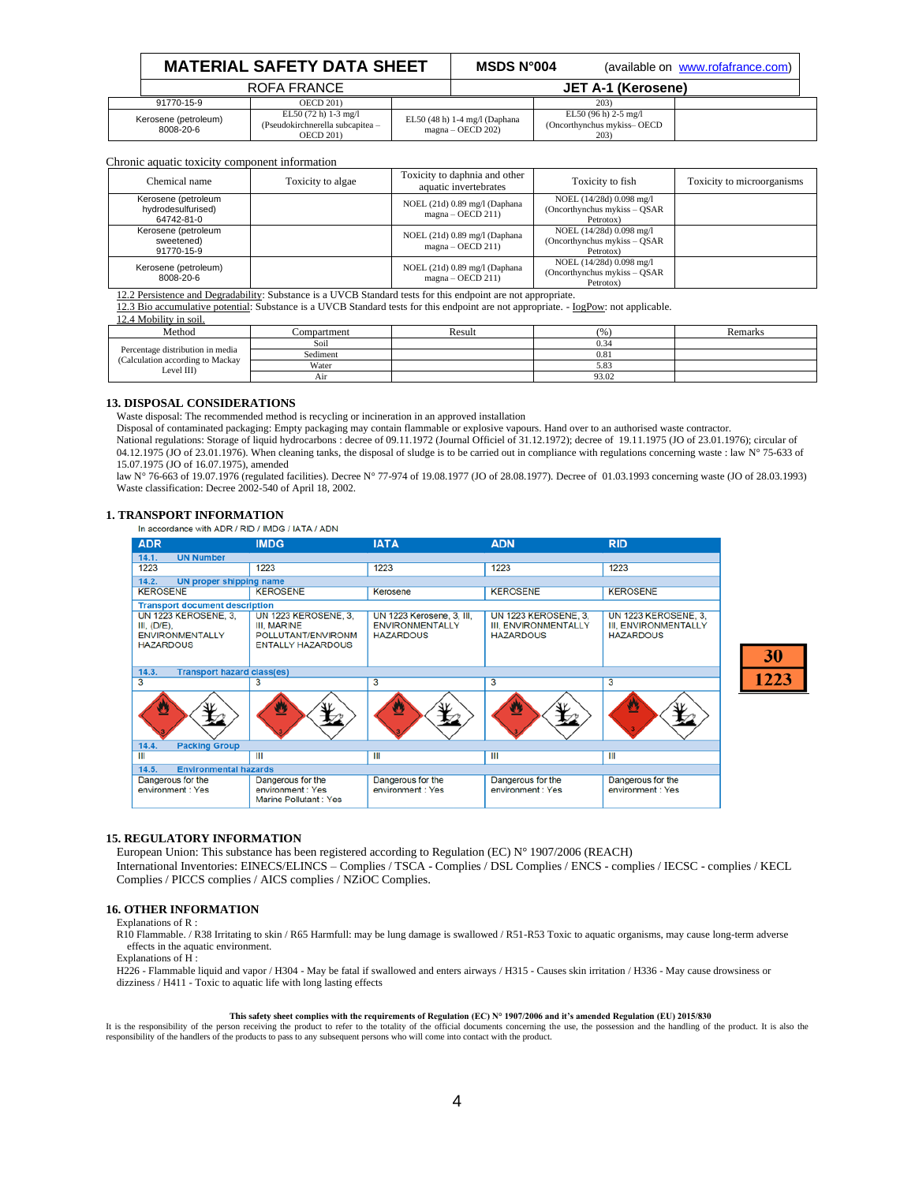| MATERIAL SAFETY DATA SHEET | MSDS N°004 (available on www.rofafrance.com) |
|---|---|
| ROFA FRANCE | JET A-1 (Kerosene) |

| | | | | |
|---|---|---|---|---|
| 91770-15-9 | OECD 201) | | 203) | |
| Kerosene (petroleum) 8008-20-6 | EL50 (72 h) 1-3 mg/l (Pseudokirchnerella subcapitea – OECD 201) | EL50 (48 h) 1-4 mg/l (Daphana magna – OECD 202) | EL50 (96 h) 2-5 mg/l (Oncorthynchus mykiss– OECD 203) | |

Chronic aquatic toxicity component information

| Chemical name | Toxicity to algae | Toxicity to daphnia and other aquatic invertebrates | Toxicity to fish | Toxicity to microorganisms |
|---|---|---|---|---|
| Kerosene (petroleum hydrodesulfurised) 64742-81-0 | | NOEL (21d) 0.89 mg/l (Daphana magna – OECD 211) | NOEL (14/28d) 0.098 mg/l (Oncorthynchus mykiss – QSAR Petrotox) | |
| Kerosene (petroleum sweetened) 91770-15-9 | | NOEL (21d) 0.89 mg/l (Daphana magna – OECD 211) | NOEL (14/28d) 0.098 mg/l (Oncorthynchus mykiss – QSAR Petrotox) | |
| Kerosene (petroleum) 8008-20-6 | | NOEL (21d) 0.89 mg/l (Daphana magna – OECD 211) | NOEL (14/28d) 0.098 mg/l (Oncorthynchus mykiss – QSAR Petrotox) | |

12.2 Persistence and Degradability: Substance is a UVCB Standard tests for this endpoint are not appropriate.
12.3 Bio accumulative potential: Substance is a UVCB Standard tests for this endpoint are not appropriate. - logPow: not applicable.
12.4 Mobility in soil.

| Method | Compartment | Result | (%) | Remarks |
|---|---|---|---|---|
| Percentage distribution in media (Calculation according to Mackay Level III) | Soil | | 0.34 | |
| | Sediment | | 0.81 | |
| | Water | | 5.83 | |
| | Air | | 93.02 | |

## 13. DISPOSAL CONSIDERATIONS

Waste disposal: The recommended method is recycling or incineration in an approved installation
Disposal of contaminated packaging: Empty packaging may contain flammable or explosive vapours. Hand over to an authorised waste contractor.
National regulations: Storage of liquid hydrocarbons : decree of 09.11.1972 (Journal Officiel of 31.12.1972); decree of 19.11.1975 (JO of 23.01.1976); circular of 04.12.1975 (JO of 23.01.1976). When cleaning tanks, the disposal of sludge is to be carried out in compliance with regulations concerning waste : law N° 75-633 of 15.07.1975 (JO of 16.07.1975), amended
law N° 76-663 of 19.07.1976 (regulated facilities). Decree N° 77-974 of 19.08.1977 (JO of 28.08.1977). Decree of 01.03.1993 concerning waste (JO of 28.03.1993)
Waste classification: Decree 2002-540 of April 18, 2002.

## 1. TRANSPORT INFORMATION

In accordance with ADR / RID / IMDG / IATA / ADN

| ADR | IMDG | IATA | ADN | RID |
|---|---|---|---|---|
| **14.1. UN Number** | | | | |
| 1223 | 1223 | 1223 | 1223 | 1223 |
| **14.2. UN proper shipping name** | | | | |
| KEROSENE | KEROSENE | Kerosene | KEROSENE | KEROSENE |
| **Transport document description** | | | | |
| UN 1223 KEROSENE, 3, III, (D/E), ENVIRONMENTALLY HAZARDOUS | UN 1223 KEROSENE, 3, III, MARINE POLLUTANT/ENVIRONMENTALLY HAZARDOUS | UN 1223 Kerosene, 3, III, ENVIRONMENTALLY HAZARDOUS | UN 1223 KEROSENE, 3, III, ENVIRONMENTALLY HAZARDOUS | UN 1223 KEROSENE, 3, III, ENVIRONMENTALLY HAZARDOUS |
| **14.3. Transport hazard class(es)** | | | | |
| 3 | 3 | 3 | 3 | 3 |
| **14.4. Packing Group** | | | | |
| III | III | III | III | III |
| **14.5. Environmental hazards** | | | | |
| Dangerous for the environment : Yes | Dangerous for the environment : Yes Marine Pollutant : Yes | Dangerous for the environment : Yes | Dangerous for the environment : Yes | Dangerous for the environment : Yes |

| 30 |
|---|
| 1223 |

## 15. REGULATORY INFORMATION

European Union: This substance has been registered according to Regulation (EC) N° 1907/2006 (REACH)
International Inventories: EINECS/ELINCS – Complies / TSCA - Complies / DSL Complies / ENCS - complies / IECSC - complies / KECL Complies / PICCS complies / AICS complies / NZiOC Complies.

## 16. OTHER INFORMATION

Explanations of R :
R10 Flammable. / R38 Irritating to skin / R65 Harmfull: may be lung damage is swallowed / R51-R53 Toxic to aquatic organisms, may cause long-term adverse effects in the aquatic environment.
Explanations of H :
H226 - Flammable liquid and vapor / H304 - May be fatal if swallowed and enters airways / H315 - Causes skin irritation / H336 - May cause drowsiness or dizziness / H411 - Toxic to aquatic life with long lasting effects

**This safety sheet complies with the requirements of Regulation (EC) N° 1907/2006 and it's amended Regulation (EU) 2015/830**
It is the responsibility of the person receiving the product to refer to the totality of the official documents concerning the use, the possession and the handling of the product. It is also the responsibility of the handlers of the products to pass to any subsequent persons who will come into contact with the product.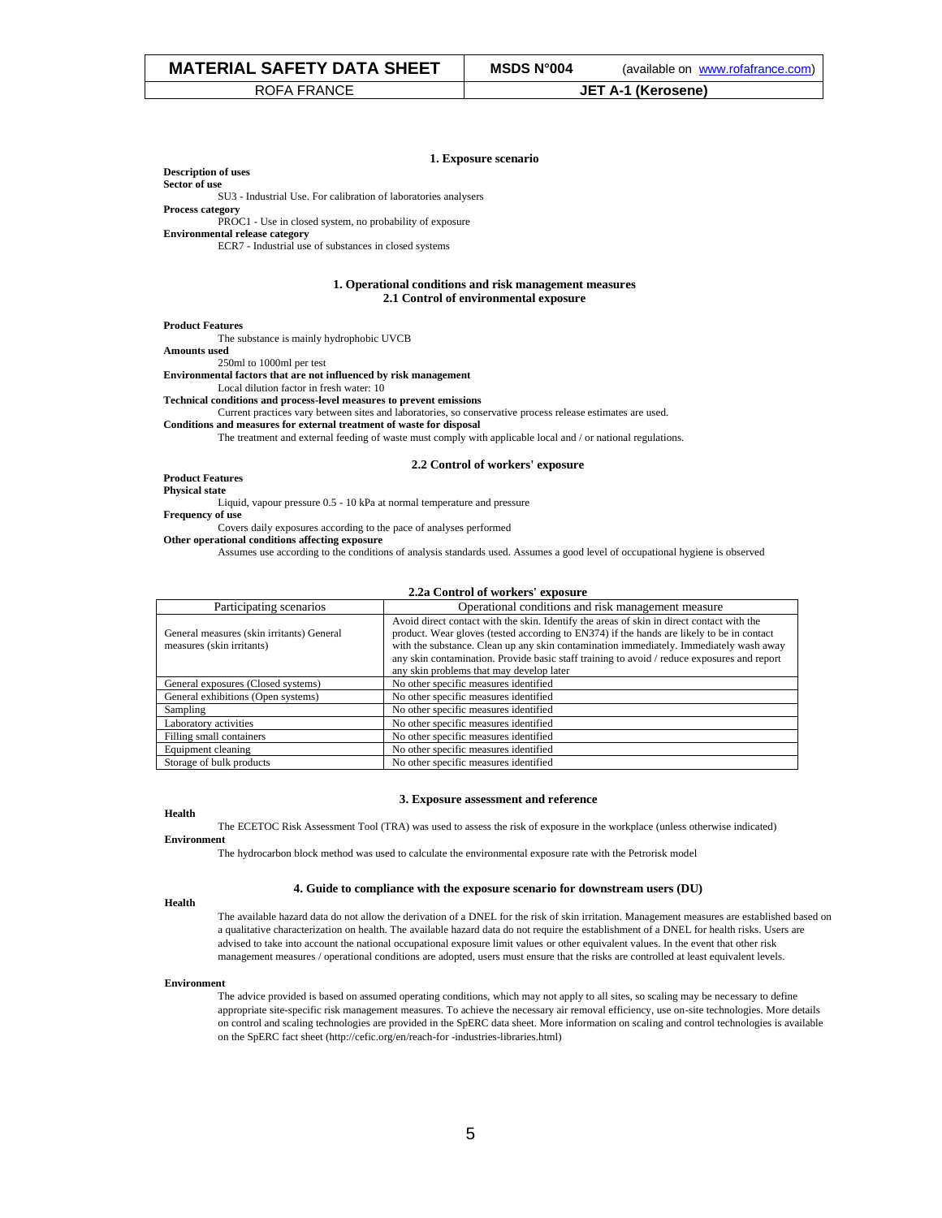### 1. Exposure scenario

**Description of uses**
**Sector of use**

SU3 - Industrial Use. For calibration of laboratories analysers

**Process category**

PROC1 - Use in closed system, no probability of exposure

**Environmental release category**

ECR7 - Industrial use of substances in closed systems

### 1. Operational conditions and risk management measures
### 2.1 Control of environmental exposure

**Product Features**

The substance is mainly hydrophobic UVCB

**Amounts used**

250ml to 1000ml per test

**Environmental factors that are not influenced by risk management**

Local dilution factor in fresh water: 10

**Technical conditions and process-level measures to prevent emissions**

Current practices vary between sites and laboratories, so conservative process release estimates are used.

**Conditions and measures for external treatment of waste for disposal**

The treatment and external feeding of waste must comply with applicable local and / or national regulations.

### 2.2 Control of workers' exposure

**Product Features**
**Physical state**

Liquid, vapour pressure 0.5 - 10 kPa at normal temperature and pressure

**Frequency of use**

Covers daily exposures according to the pace of analyses performed

**Other operational conditions affecting exposure**

Assumes use according to the conditions of analysis standards used. Assumes a good level of occupational hygiene is observed

**2.2a Control of workers' exposure**

| Participating scenarios | Operational conditions and risk management measure |
|---|---|
| General measures (skin irritants) General measures (skin irritants) | Avoid direct contact with the skin. Identify the areas of skin in direct contact with the product. Wear gloves (tested according to EN374) if the hands are likely to be in contact with the substance. Clean up any skin contamination immediately. Immediately wash away any skin contamination. Provide basic staff training to avoid / reduce exposures and report any skin problems that may develop later |
| General exposures (Closed systems) | No other specific measures identified |
| General exhibitions (Open systems) | No other specific measures identified |
| Sampling | No other specific measures identified |
| Laboratory activities | No other specific measures identified |
| Filling small containers | No other specific measures identified |
| Equipment cleaning | No other specific measures identified |
| Storage of bulk products | No other specific measures identified |

### 3. Exposure assessment and reference

**Health**

The ECETOC Risk Assessment Tool (TRA) was used to assess the risk of exposure in the workplace (unless otherwise indicated)

**Environment**

The hydrocarbon block method was used to calculate the environmental exposure rate with the Petrorisk model

### 4. Guide to compliance with the exposure scenario for downstream users (DU)

**Health**

The available hazard data do not allow the derivation of a DNEL for the risk of skin irritation. Management measures are established based on a qualitative characterization on health. The available hazard data do not require the establishment of a DNEL for health risks. Users are advised to take into account the national occupational exposure limit values or other equivalent values. In the event that other risk management measures / operational conditions are adopted, users must ensure that the risks are controlled at least equivalent levels.

**Environment**

The advice provided is based on assumed operating conditions, which may not apply to all sites, so scaling may be necessary to define appropriate site-specific risk management measures. To achieve the necessary air removal efficiency, use on-site technologies. More details on control and scaling technologies are provided in the SpERC data sheet. More information on scaling and control technologies is available on the SpERC fact sheet (http://cefic.org/en/reach-for -industries-libraries.html)